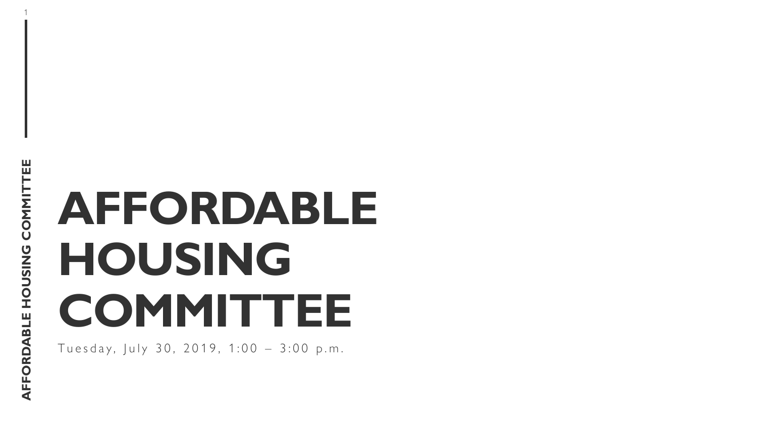# AFFORDABLE HOUSING COMMITTEE

Tuesday, July 30, 2019, 1:00 – 3:00 p.m.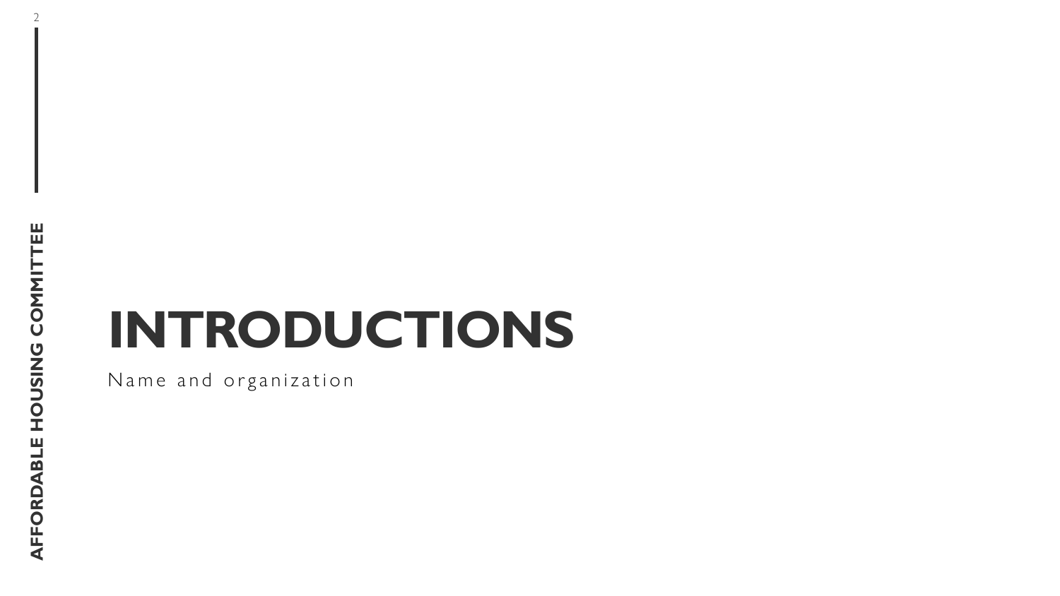# INTRODUCTIONS

Name and organization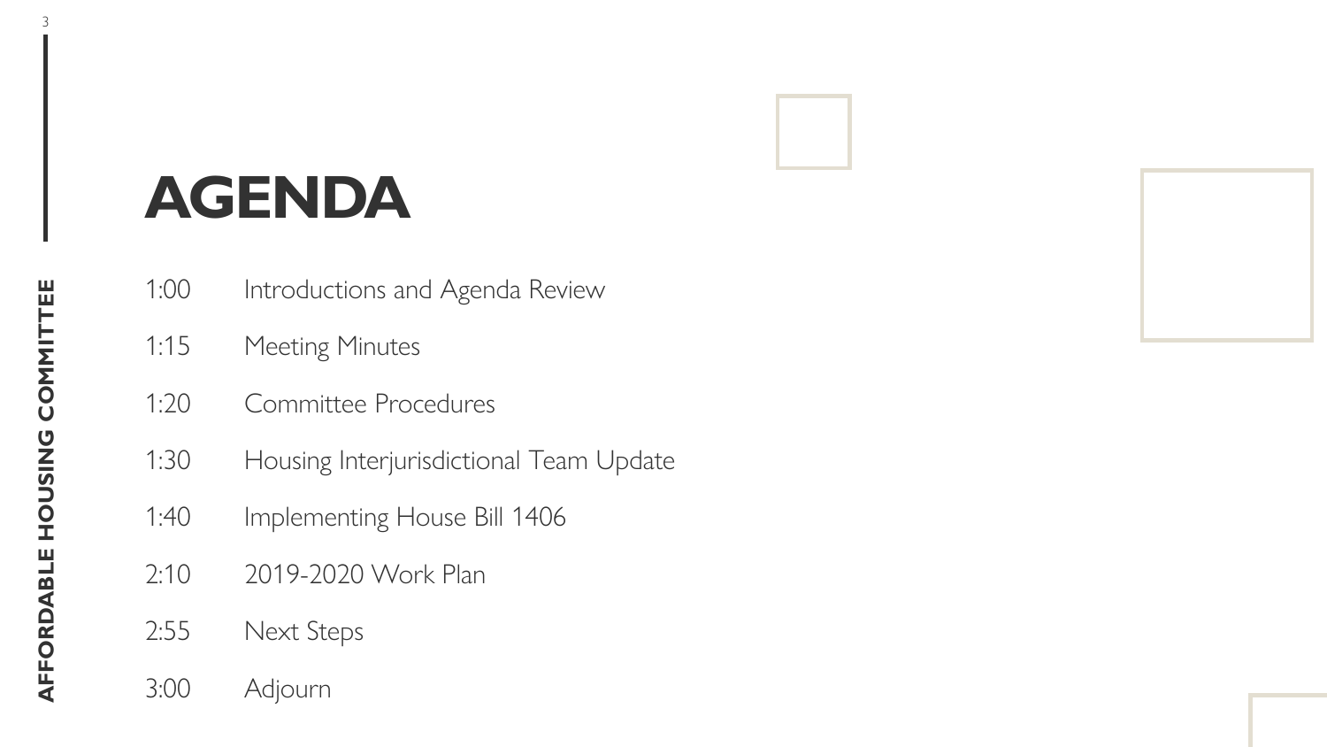# AGENDA

| | |
|---|---|
| 1:00 | Introductions and Agenda Review |
| 1:15 | Meeting Minutes |
| 1:20 | Committee Procedures |
| 1:30 | Housing Interjurisdictional Team Update |
| 1:40 | Implementing House Bill 1406 |
| 2:10 | 2019-2020 Work Plan |
| 2:55 | Next Steps |
| 3:00 | Adjourn |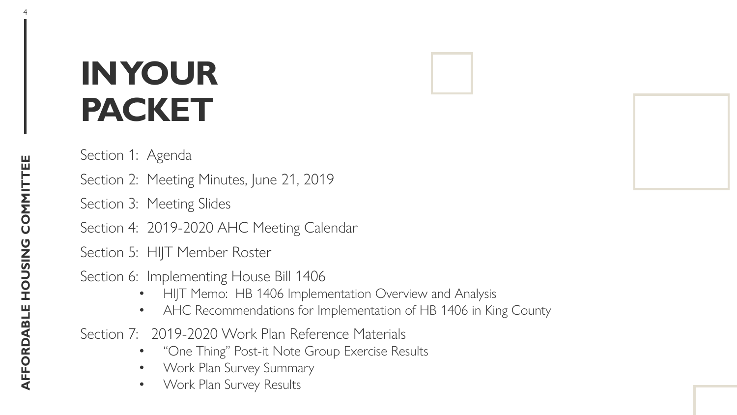# IN YOUR PACKET

Section 1: Agenda

Section 2: Meeting Minutes, June 21, 2019

Section 3: Meeting Slides

Section 4: 2019-2020 AHC Meeting Calendar

Section 5: HIJT Member Roster

Section 6: Implementing House Bill 1406

- HIJT Memo: HB 1406 Implementation Overview and Analysis
- AHC Recommendations for Implementation of HB 1406 in King County

Section 7: 2019-2020 Work Plan Reference Materials

- "One Thing" Post-it Note Group Exercise Results
- Work Plan Survey Summary
- Work Plan Survey Results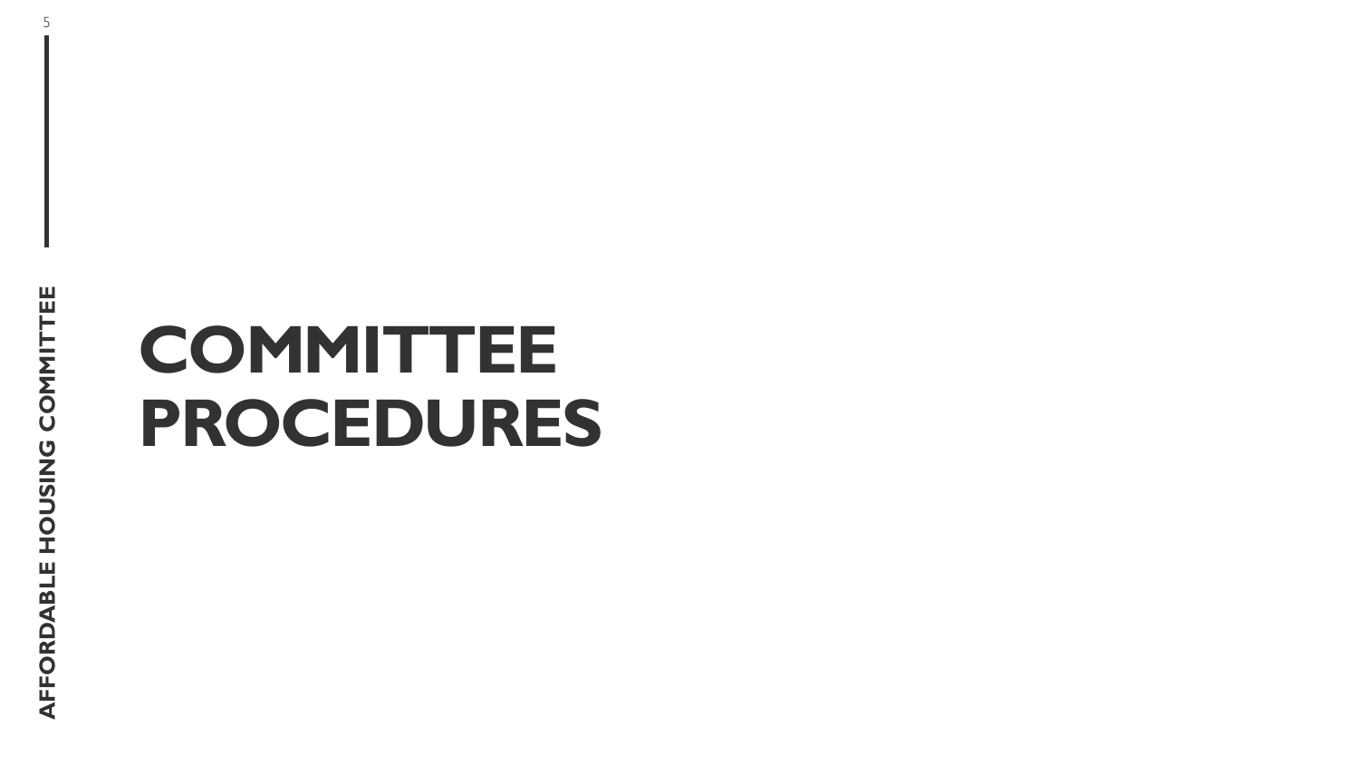# COMMITTEE PROCEDURES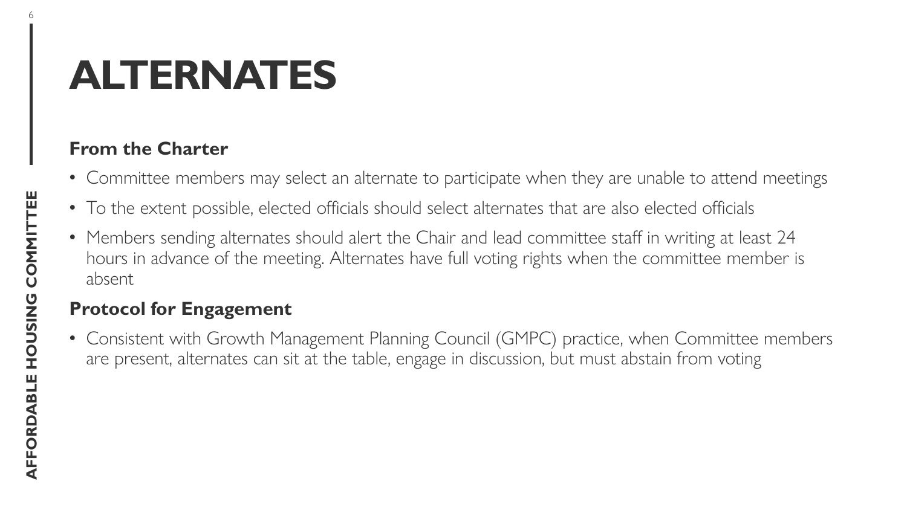# ALTERNATES

**From the Charter**

- Committee members may select an alternate to participate when they are unable to attend meetings
- To the extent possible, elected officials should select alternates that are also elected officials
- Members sending alternates should alert the Chair and lead committee staff in writing at least 24 hours in advance of the meeting. Alternates have full voting rights when the committee member is absent

**Protocol for Engagement**

- Consistent with Growth Management Planning Council (GMPC) practice, when Committee members are present, alternates can sit at the table, engage in discussion, but must abstain from voting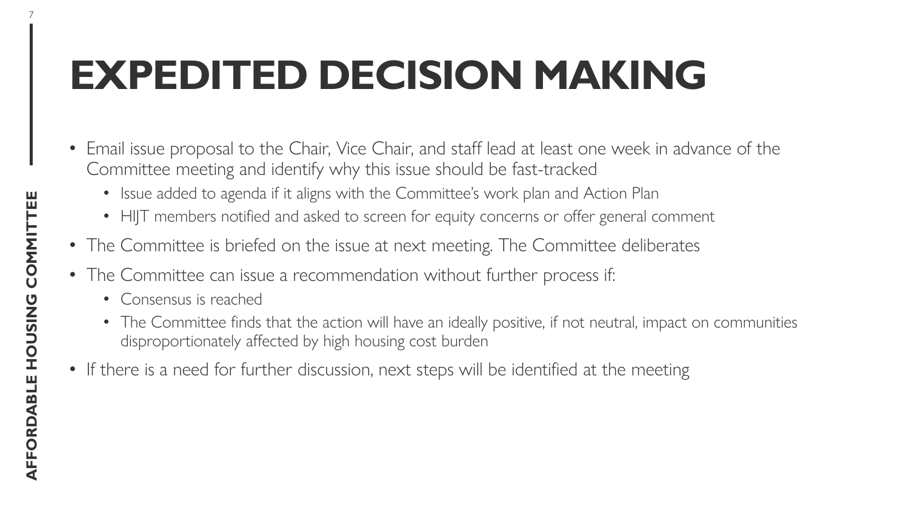# EXPEDITED DECISION MAKING

- Email issue proposal to the Chair, Vice Chair, and staff lead at least one week in advance of the Committee meeting and identify why this issue should be fast-tracked
  - Issue added to agenda if it aligns with the Committee's work plan and Action Plan
  - HIJT members notified and asked to screen for equity concerns or offer general comment
- The Committee is briefed on the issue at next meeting. The Committee deliberates
- The Committee can issue a recommendation without further process if:
  - Consensus is reached
  - The Committee finds that the action will have an ideally positive, if not neutral, impact on communities disproportionately affected by high housing cost burden
- If there is a need for further discussion, next steps will be identified at the meeting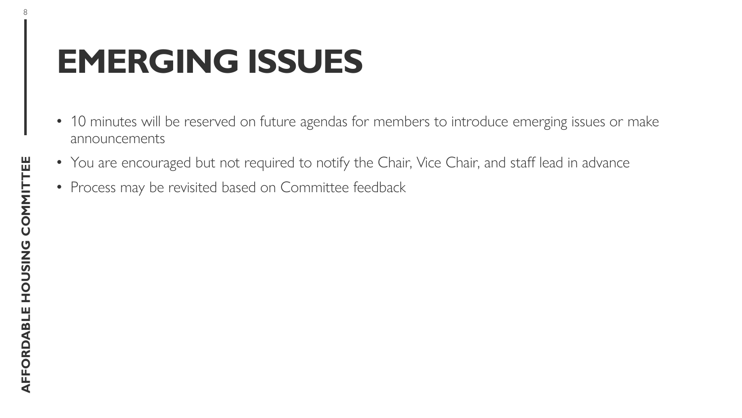# EMERGING ISSUES

- 10 minutes will be reserved on future agendas for members to introduce emerging issues or make announcements
- You are encouraged but not required to notify the Chair, Vice Chair, and staff lead in advance
- Process may be revisited based on Committee feedback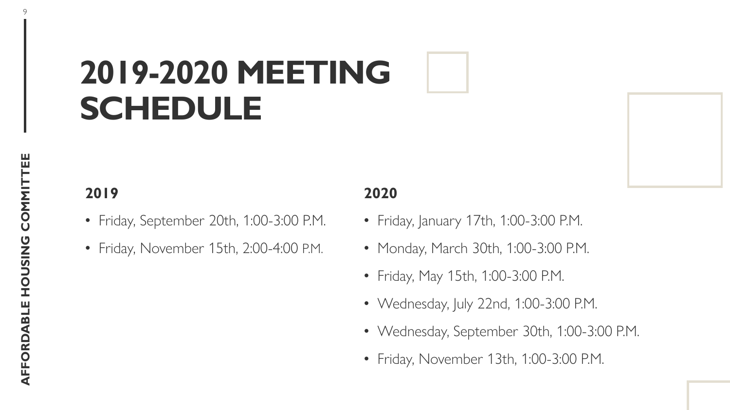# 2019-2020 MEETING SCHEDULE

**2019**

- Friday, September 20th, 1:00-3:00 P.M.
- Friday, November 15th, 2:00-4:00 P.M.

**2020**

- Friday, January 17th, 1:00-3:00 P.M.
- Monday, March 30th, 1:00-3:00 P.M.
- Friday, May 15th, 1:00-3:00 P.M.
- Wednesday, July 22nd, 1:00-3:00 P.M.
- Wednesday, September 30th, 1:00-3:00 P.M.
- Friday, November 13th, 1:00-3:00 P.M.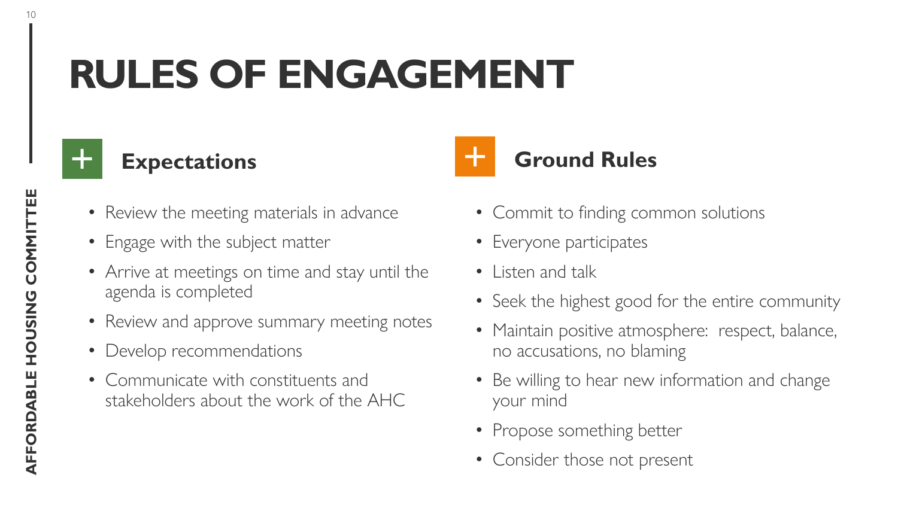# RULES OF ENGAGEMENT

## Expectations

- Review the meeting materials in advance
- Engage with the subject matter
- Arrive at meetings on time and stay until the agenda is completed
- Review and approve summary meeting notes
- Develop recommendations
- Communicate with constituents and stakeholders about the work of the AHC

## Ground Rules

- Commit to finding common solutions
- Everyone participates
- Listen and talk
- Seek the highest good for the entire community
- Maintain positive atmosphere: respect, balance, no accusations, no blaming
- Be willing to hear new information and change your mind
- Propose something better
- Consider those not present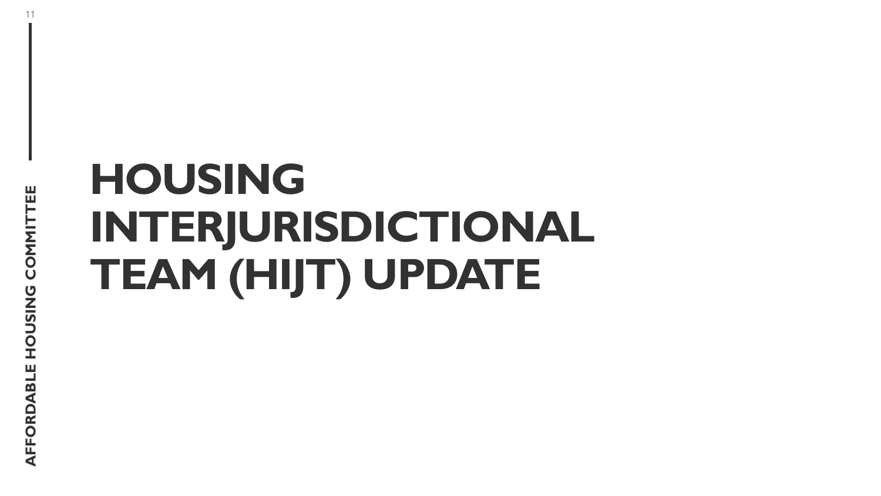# HOUSING INTERJURISDICTIONAL TEAM (HIJT) UPDATE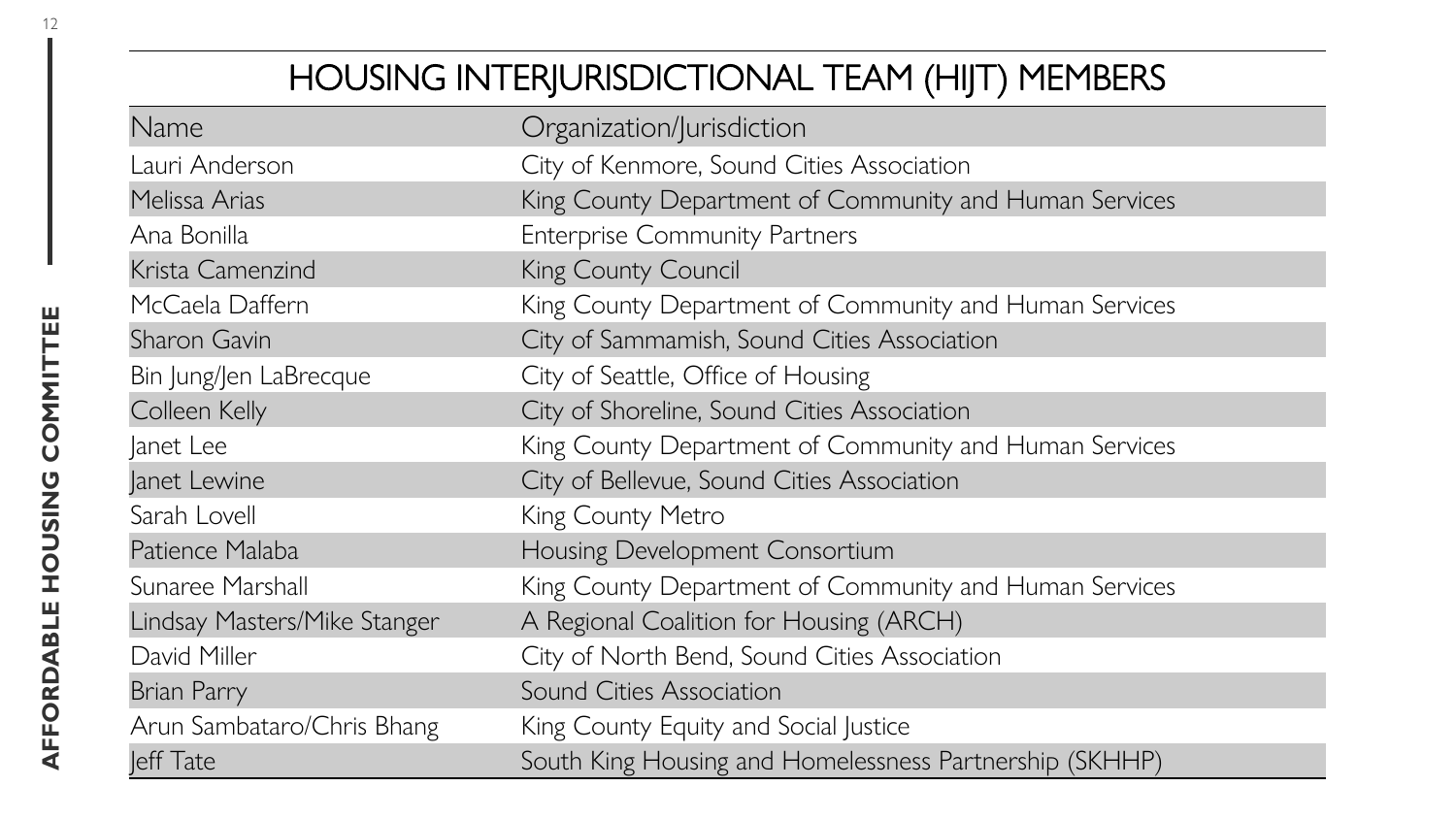# HOUSING INTERJURISDICTIONAL TEAM (HIJT) MEMBERS

| Name | Organization/Jurisdiction |
|---|---|
| Lauri Anderson | City of Kenmore, Sound Cities Association |
| Melissa Arias | King County Department of Community and Human Services |
| Ana Bonilla | Enterprise Community Partners |
| Krista Camenzind | King County Council |
| McCaela Daffern | King County Department of Community and Human Services |
| Sharon Gavin | City of Sammamish, Sound Cities Association |
| Bin Jung/Jen LaBrecque | City of Seattle, Office of Housing |
| Colleen Kelly | City of Shoreline, Sound Cities Association |
| Janet Lee | King County Department of Community and Human Services |
| Janet Lewine | City of Bellevue, Sound Cities Association |
| Sarah Lovell | King County Metro |
| Patience Malaba | Housing Development Consortium |
| Sunaree Marshall | King County Department of Community and Human Services |
| Lindsay Masters/Mike Stanger | A Regional Coalition for Housing (ARCH) |
| David Miller | City of North Bend, Sound Cities Association |
| Brian Parry | Sound Cities Association |
| Arun Sambataro/Chris Bhang | King County Equity and Social Justice |
| Jeff Tate | South King Housing and Homelessness Partnership (SKHHP) |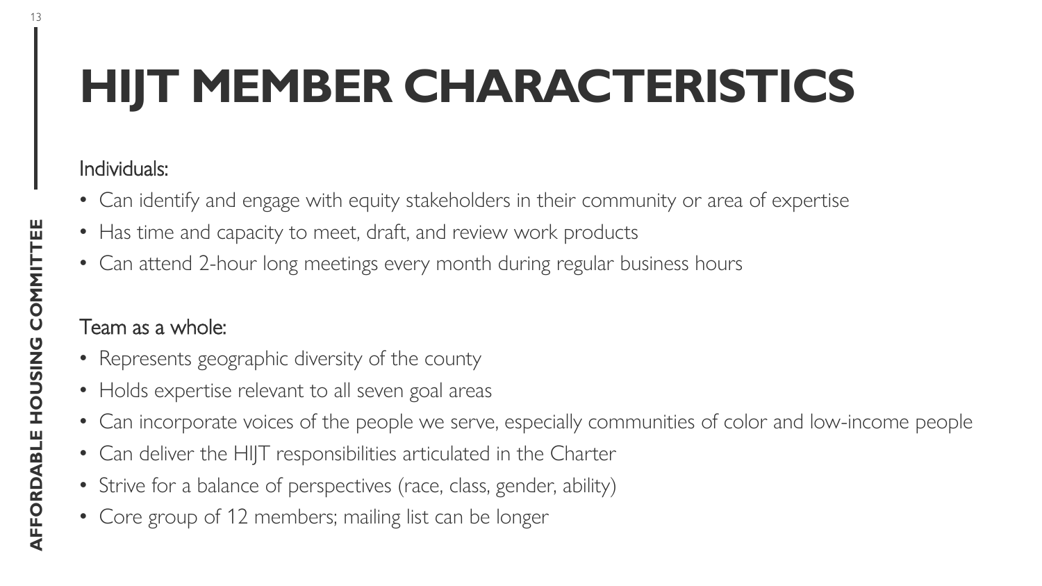# HIJT MEMBER CHARACTERISTICS

Individuals:

- Can identify and engage with equity stakeholders in their community or area of expertise
- Has time and capacity to meet, draft, and review work products
- Can attend 2-hour long meetings every month during regular business hours

Team as a whole:

- Represents geographic diversity of the county
- Holds expertise relevant to all seven goal areas
- Can incorporate voices of the people we serve, especially communities of color and low-income people
- Can deliver the HIJT responsibilities articulated in the Charter
- Strive for a balance of perspectives (race, class, gender, ability)
- Core group of 12 members; mailing list can be longer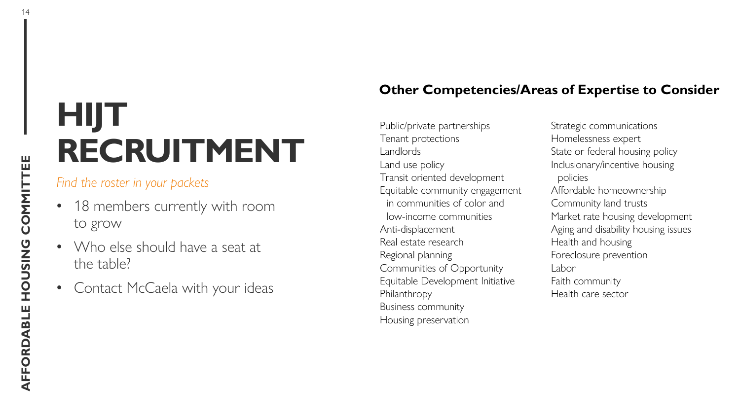# HIJT RECRUITMENT

*Find the roster in your packets*

- 18 members currently with room to grow
- Who else should have a seat at the table?
- Contact McCaela with your ideas

## Other Competencies/Areas of Expertise to Consider

- Public/private partnerships
- Tenant protections
- Landlords
- Land use policy
- Transit oriented development
- Equitable community engagement in communities of color and low-income communities
- Anti-displacement
- Real estate research
- Regional planning
- Communities of Opportunity
- Equitable Development Initiative
- Philanthropy
- Business community
- Housing preservation
- Strategic communications
- Homelessness expert
- State or federal housing policy
- Inclusionary/incentive housing policies
- Affordable homeownership
- Community land trusts
- Market rate housing development
- Aging and disability housing issues
- Health and housing
- Foreclosure prevention
- Labor
- Faith community
- Health care sector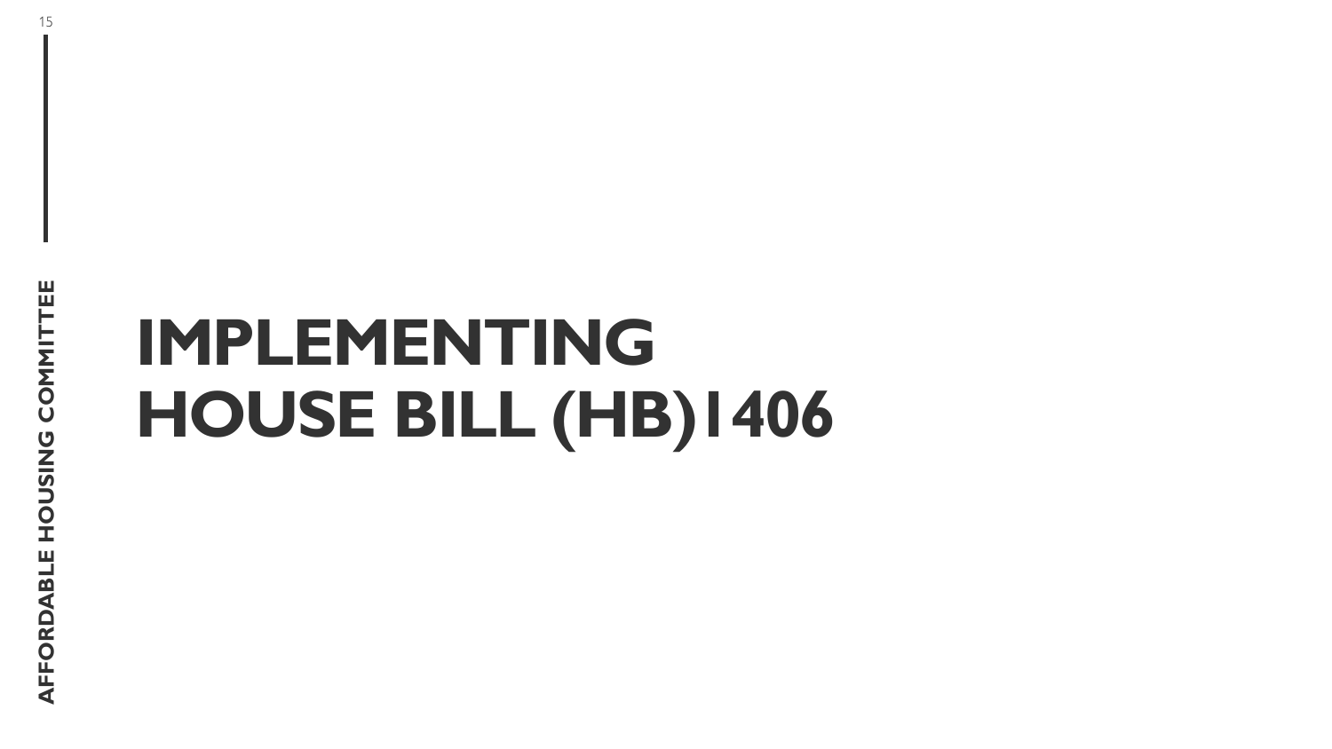# IMPLEMENTING HOUSE BILL (HB)1406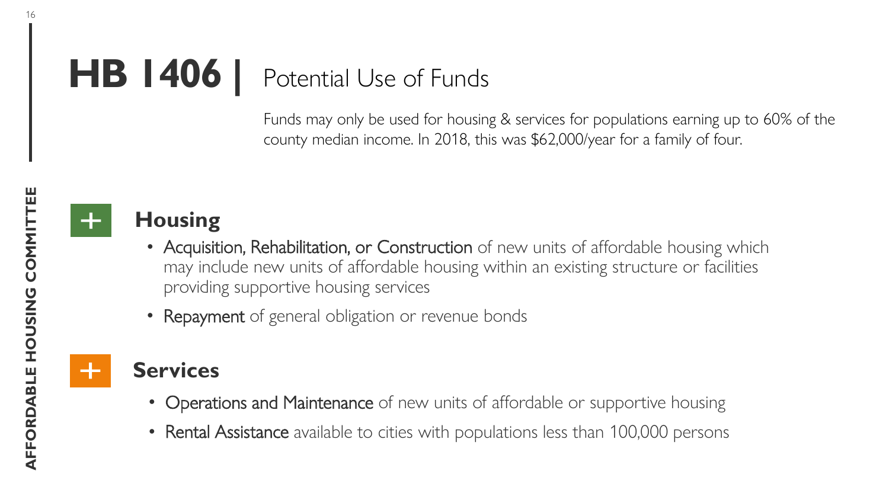# HB 1406 | Potential Use of Funds

Funds may only be used for housing & services for populations earning up to 60% of the county median income. In 2018, this was $62,000/year for a family of four.

## + Housing

- Acquisition, Rehabilitation, or Construction of new units of affordable housing which may include new units of affordable housing within an existing structure or facilities providing supportive housing services
- Repayment of general obligation or revenue bonds

## + Services

- Operations and Maintenance of new units of affordable or supportive housing
- Rental Assistance available to cities with populations less than 100,000 persons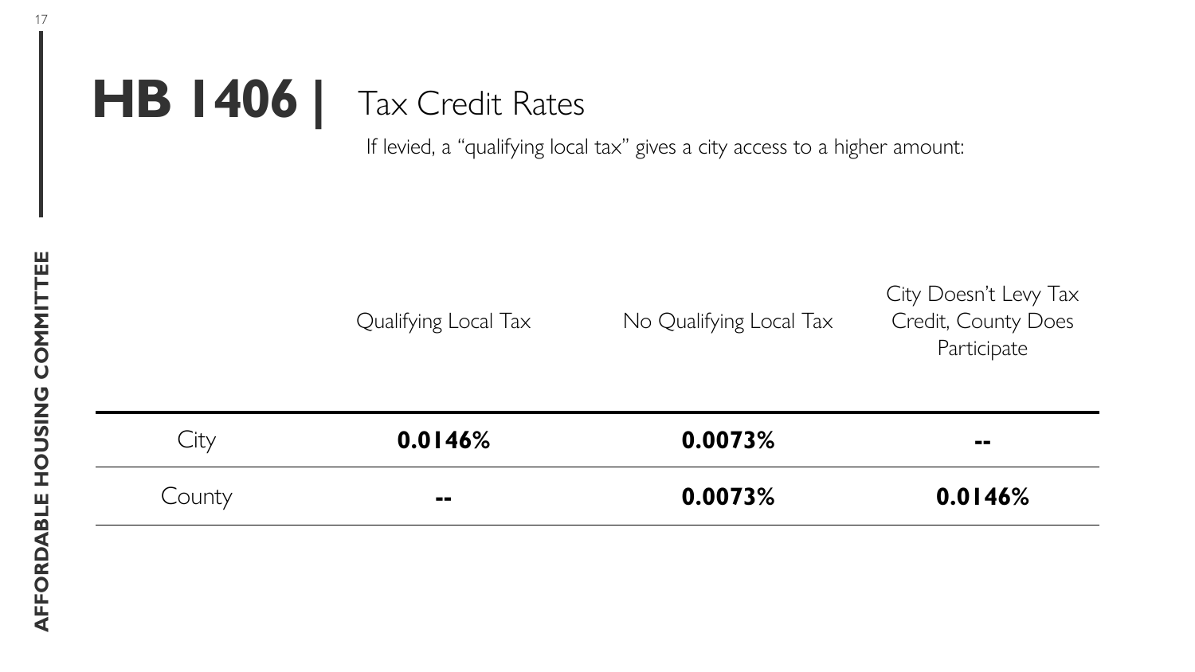# HB 1406 | Tax Credit Rates

If levied, a "qualifying local tax" gives a city access to a higher amount:

| | Qualifying Local Tax | No Qualifying Local Tax | City Doesn't Levy Tax Credit, County Does Participate |
|---|---|---|---|
| City | **0.0146%** | **0.0073%** | **--** |
| County | **--** | **0.0073%** | **0.0146%** |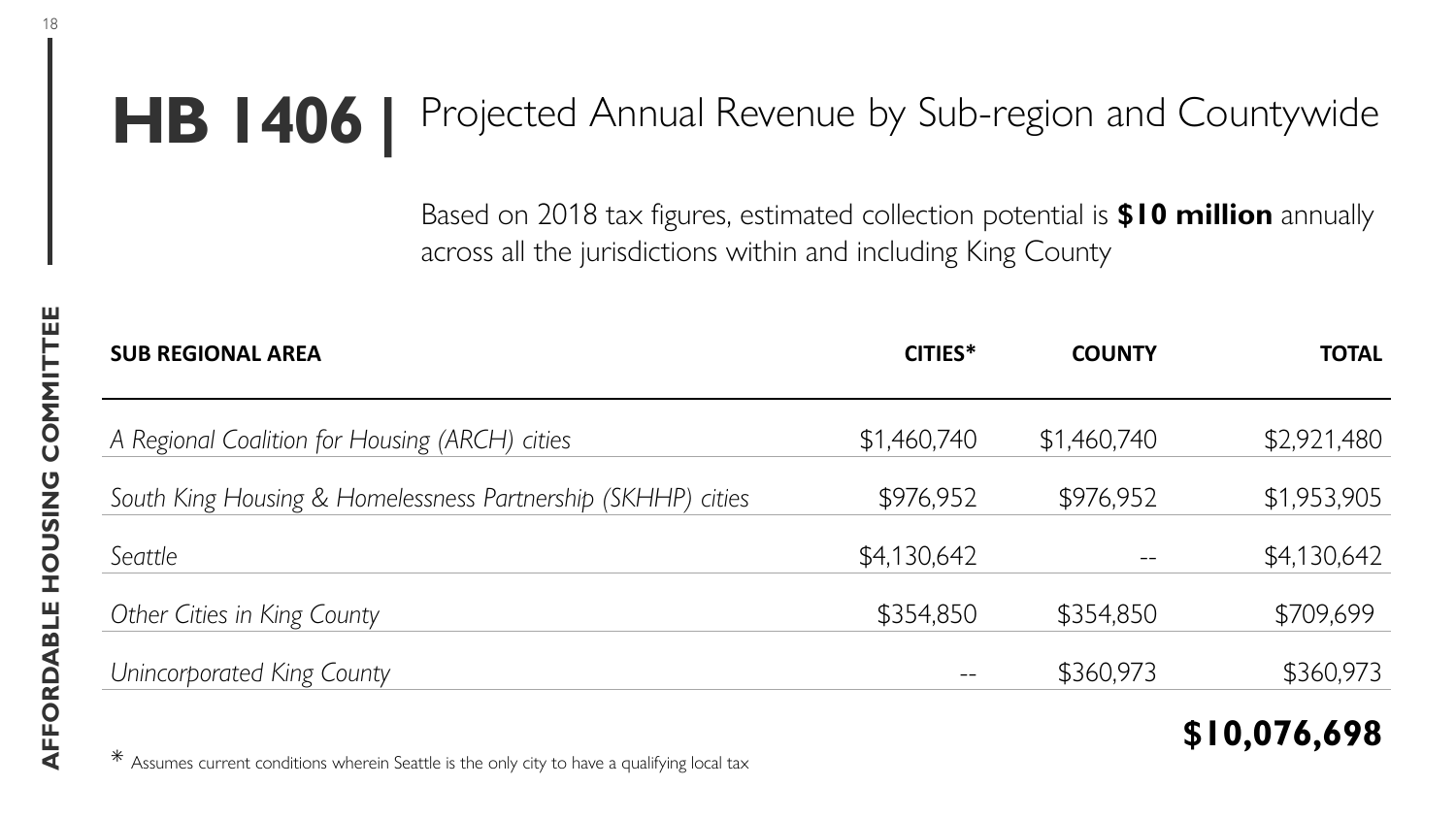# HB 1406 | Projected Annual Revenue by Sub-region and Countywide

Based on 2018 tax figures, estimated collection potential is **$10 million** annually across all the jurisdictions within and including King County

| SUB REGIONAL AREA | CITIES* | COUNTY | TOTAL |
|---|---|---|---|
| *A Regional Coalition for Housing (ARCH) cities* | $1,460,740 | $1,460,740 | $2,921,480 |
| *South King Housing & Homelessness Partnership (SKHHP) cities* | $976,952 | $976,952 | $1,953,905 |
| *Seattle* | $4,130,642 | -- | $4,130,642 |
| *Other Cities in King County* | $354,850 | $354,850 | $709,699 |
| *Unincorporated King County* | -- | $360,973 | $360,973 |
| | | | **$10,076,698** |

\* Assumes current conditions wherein Seattle is the only city to have a qualifying local tax

AFFORDABLE HOUSING COMMITTEE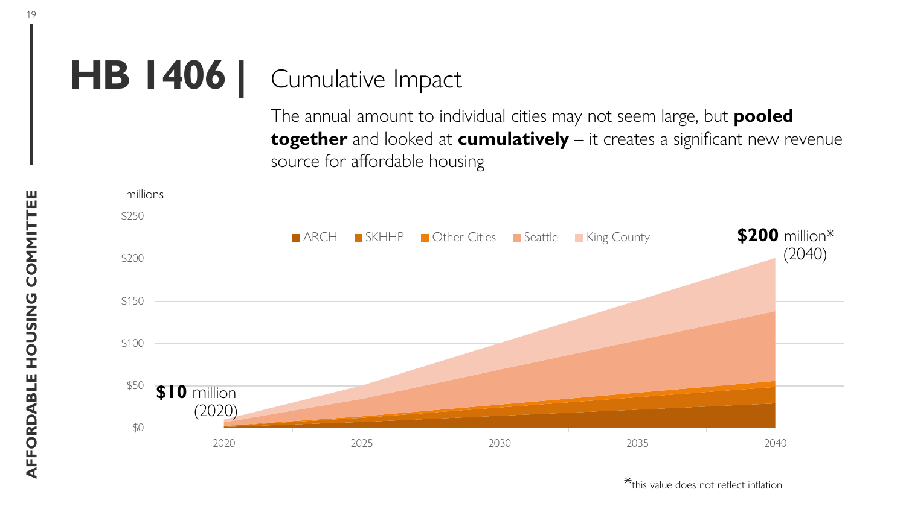# HB 1406 | Cumulative Impact

The annual amount to individual cities may not seem large, but **pooled together** and looked at **cumulatively** – it creates a significant new revenue source for affordable housing

millions

$250
$200
$150
$100
$50
$0

2020 2025 2030 2035 2040

ARCH | SKHHP | Other Cities | Seattle | King County

**$10** million (2020)

**$200** million* (2040)

*this value does not reflect inflation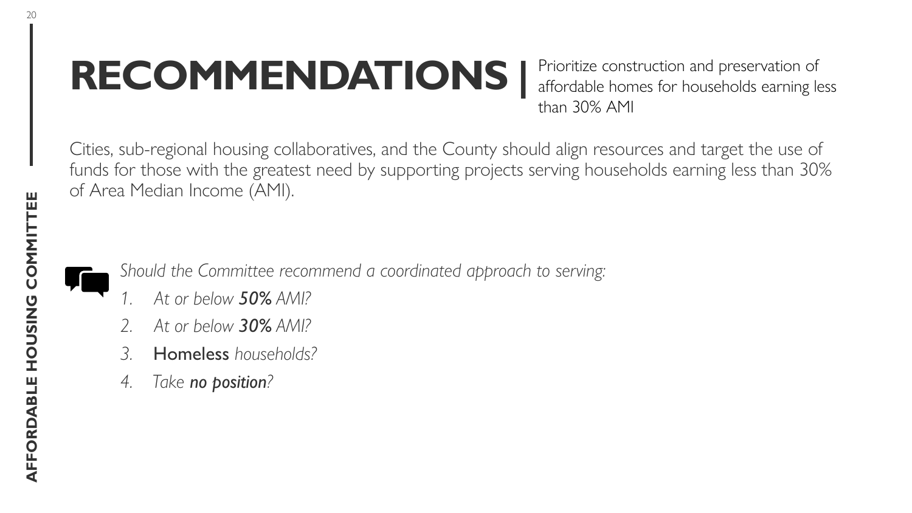# RECOMMENDATIONS | Prioritize construction and preservation of affordable homes for households earning less than 30% AMI

Cities, sub-regional housing collaboratives, and the County should align resources and target the use of funds for those with the greatest need by supporting projects serving households earning less than 30% of Area Median Income (AMI).

*Should the Committee recommend a coordinated approach to serving:*

1. *At or below **50%** AMI?*
2. *At or below **30%** AMI?*
3. **Homeless** *households?*
4. *Take **no position**?*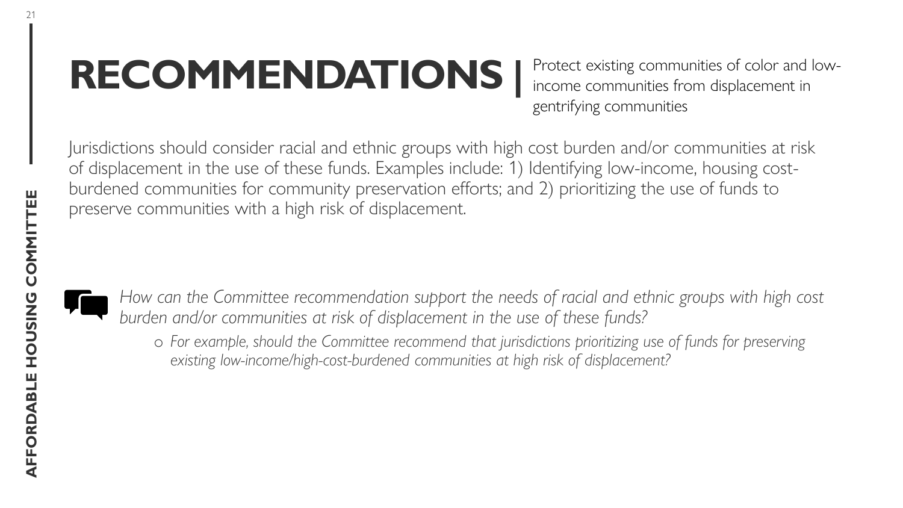# RECOMMENDATIONS | Protect existing communities of color and low-income communities from displacement in gentrifying communities

Jurisdictions should consider racial and ethnic groups with high cost burden and/or communities at risk of displacement in the use of these funds. Examples include: 1) Identifying low-income, housing cost-burdened communities for community preservation efforts; and 2) prioritizing the use of funds to preserve communities with a high risk of displacement.

*How can the Committee recommendation support the needs of racial and ethnic groups with high cost burden and/or communities at risk of displacement in the use of these funds?*

- *For example, should the Committee recommend that jurisdictions prioritizing use of funds for preserving existing low-income/high-cost-burdened communities at high risk of displacement?*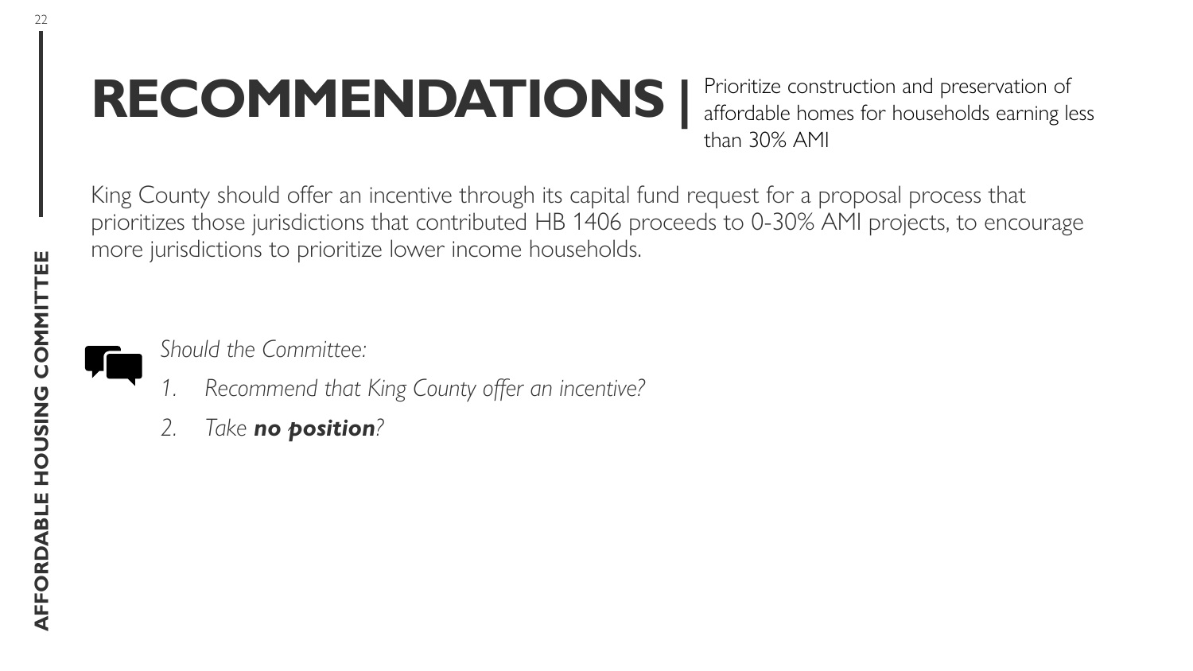# RECOMMENDATIONS | Prioritize construction and preservation of affordable homes for households earning less than 30% AMI

King County should offer an incentive through its capital fund request for a proposal process that prioritizes those jurisdictions that contributed HB 1406 proceeds to 0-30% AMI projects, to encourage more jurisdictions to prioritize lower income households.

*Should the Committee:*

1. *Recommend that King County offer an incentive?*
2. *Take **no position**?*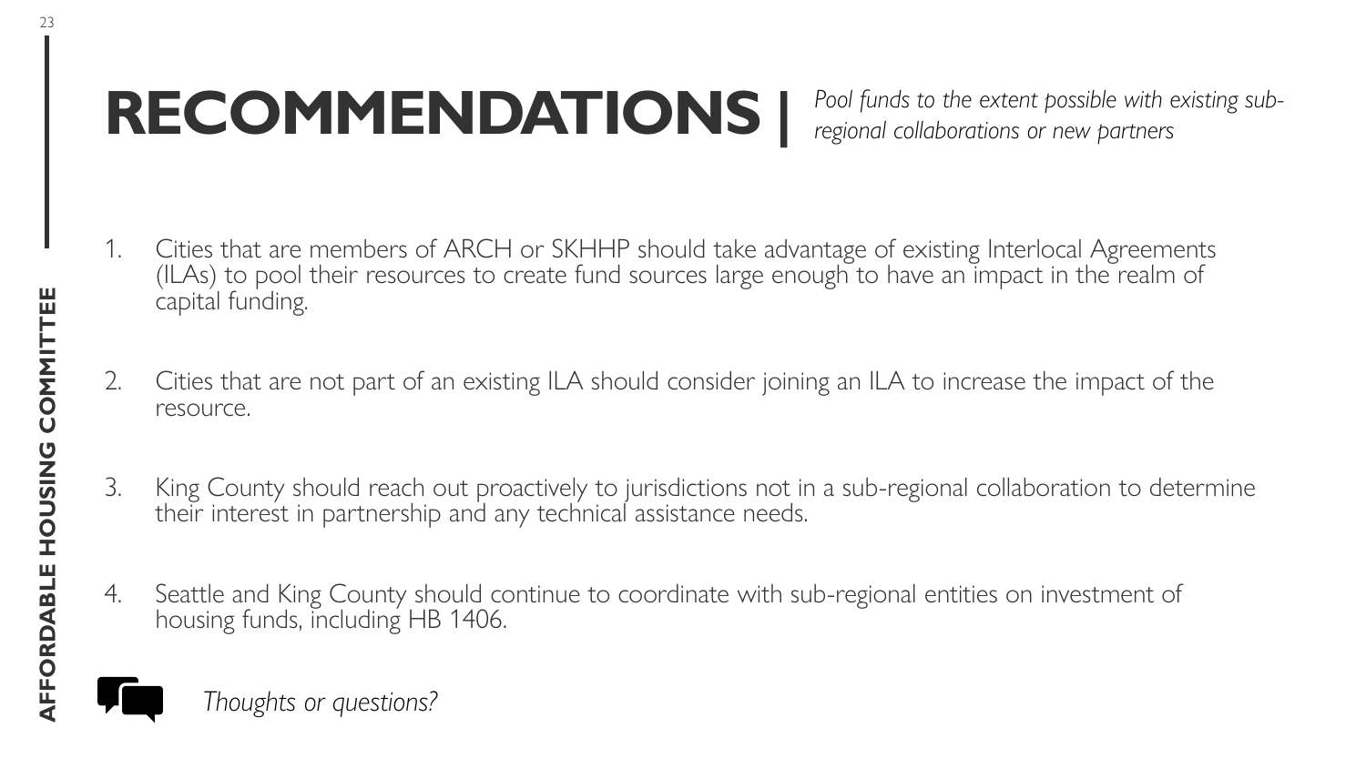# RECOMMENDATIONS | *Pool funds to the extent possible with existing sub-regional collaborations or new partners*

1. Cities that are members of ARCH or SKHHP should take advantage of existing Interlocal Agreements (ILAs) to pool their resources to create fund sources large enough to have an impact in the realm of capital funding.

2. Cities that are not part of an existing ILA should consider joining an ILA to increase the impact of the resource.

3. King County should reach out proactively to jurisdictions not in a sub-regional collaboration to determine their interest in partnership and any technical assistance needs.

4. Seattle and King County should continue to coordinate with sub-regional entities on investment of housing funds, including HB 1406.

*Thoughts or questions?*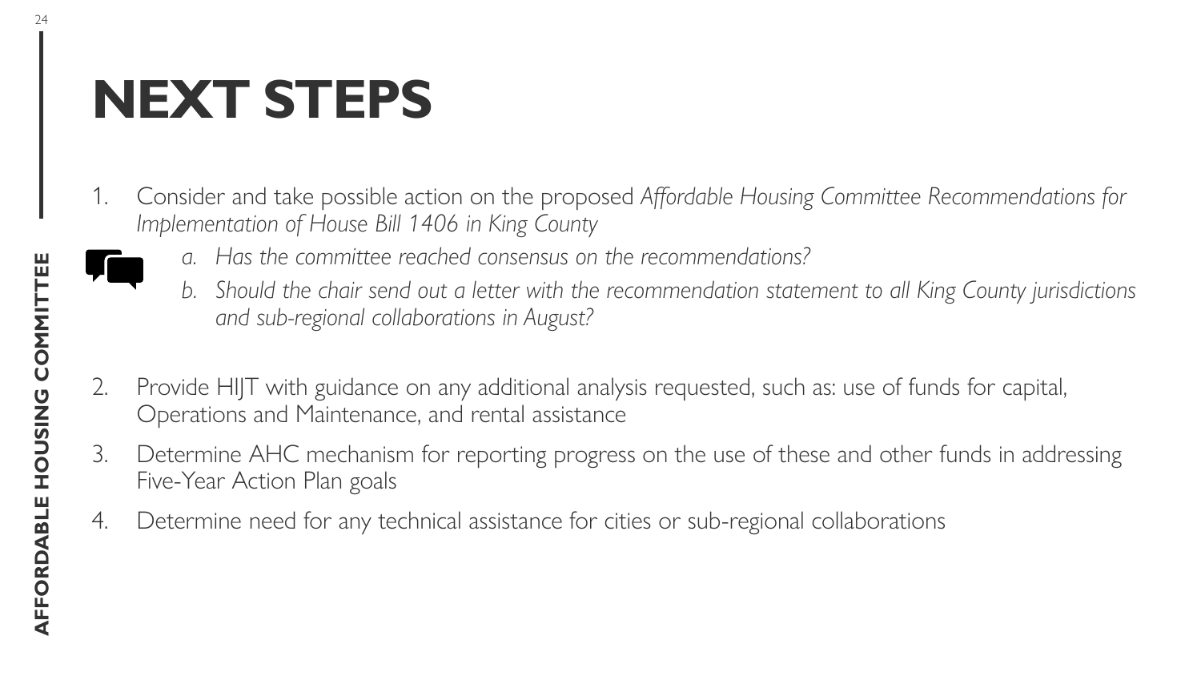# NEXT STEPS

1. Consider and take possible action on the proposed *Affordable Housing Committee Recommendations for Implementation of House Bill 1406 in King County*
   a. *Has the committee reached consensus on the recommendations?*
   b. *Should the chair send out a letter with the recommendation statement to all King County jurisdictions and sub-regional collaborations in August?*

2. Provide HIJT with guidance on any additional analysis requested, such as: use of funds for capital, Operations and Maintenance, and rental assistance
3. Determine AHC mechanism for reporting progress on the use of these and other funds in addressing Five-Year Action Plan goals
4. Determine need for any technical assistance for cities or sub-regional collaborations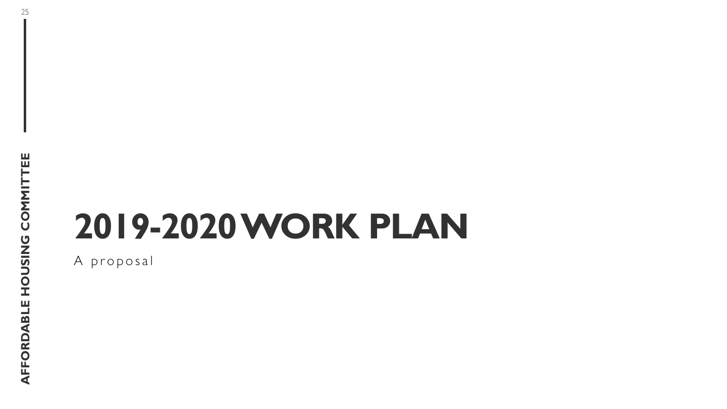# 2019-2020 WORK PLAN

A proposal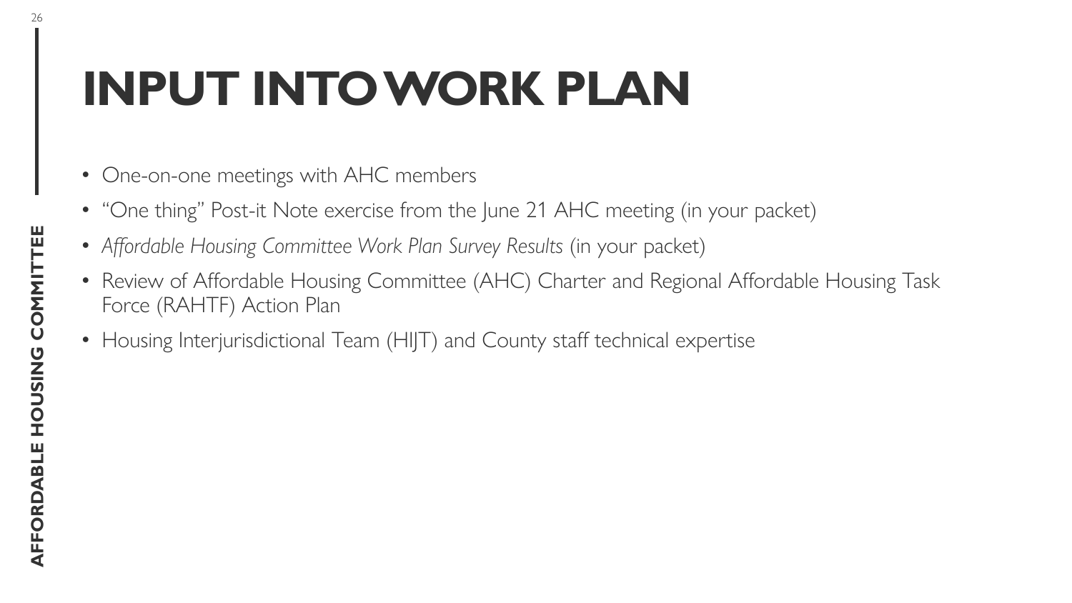# INPUT INTO WORK PLAN

- One-on-one meetings with AHC members
- "One thing" Post-it Note exercise from the June 21 AHC meeting (in your packet)
- *Affordable Housing Committee Work Plan Survey Results* (in your packet)
- Review of Affordable Housing Committee (AHC) Charter and Regional Affordable Housing Task Force (RAHTF) Action Plan
- Housing Interjurisdictional Team (HIJT) and County staff technical expertise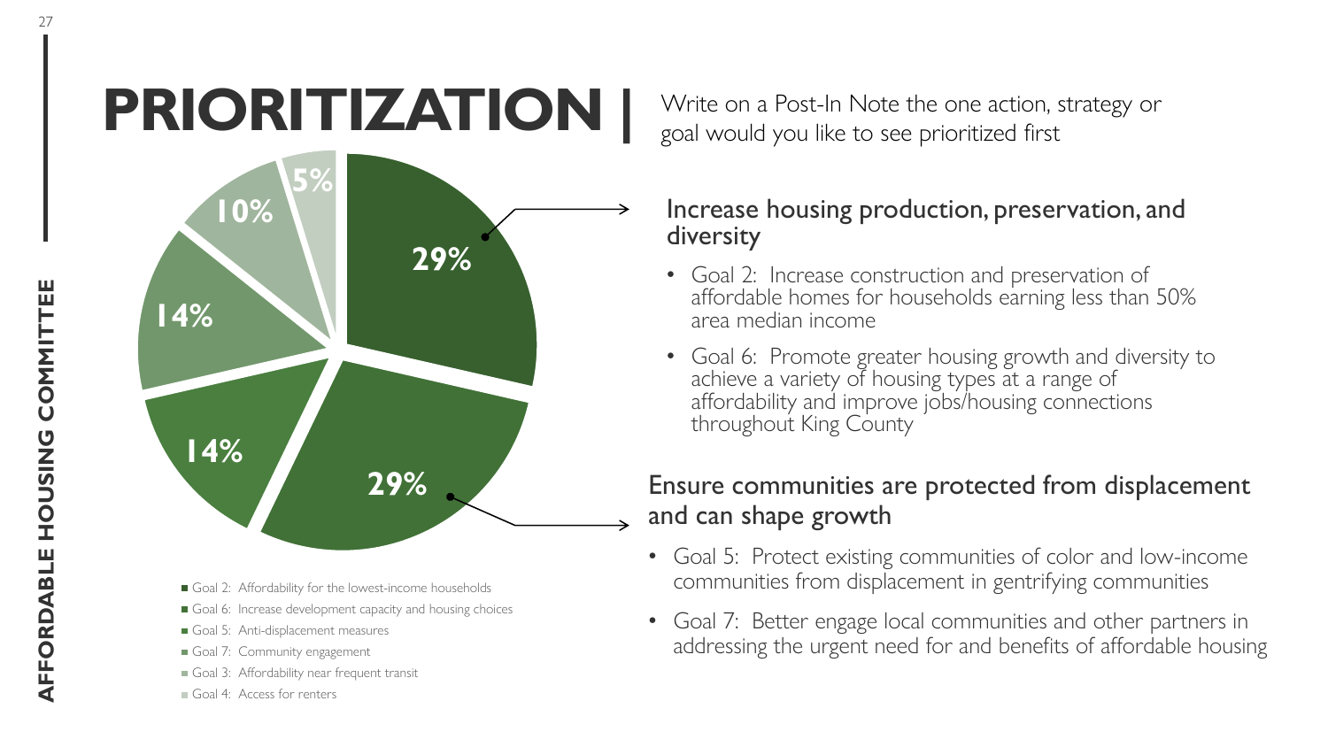# PRIORITIZATION |

Write on a Post-In Note the one action, strategy or goal would you like to see prioritized first

| Goal | Share |
| --- | --- |
| Goal 2: Affordability for the lowest-income households | 29% |
| Goal 6: Increase development capacity and housing choices | 29% |
| Goal 5: Anti-displacement measures | 14% |
| Goal 7: Community engagement | 14% |
| Goal 3: Affordability near frequent transit | 10% |
| Goal 4: Access for renters | 5% |

## Increase housing production, preservation, and diversity

- Goal 2: Increase construction and preservation of affordable homes for households earning less than 50% area median income
- Goal 6: Promote greater housing growth and diversity to achieve a variety of housing types at a range of affordability and improve jobs/housing connections throughout King County

## Ensure communities are protected from displacement and can shape growth

- Goal 5: Protect existing communities of color and low-income communities from displacement in gentrifying communities
- Goal 7: Better engage local communities and other partners in addressing the urgent need for and benefits of affordable housing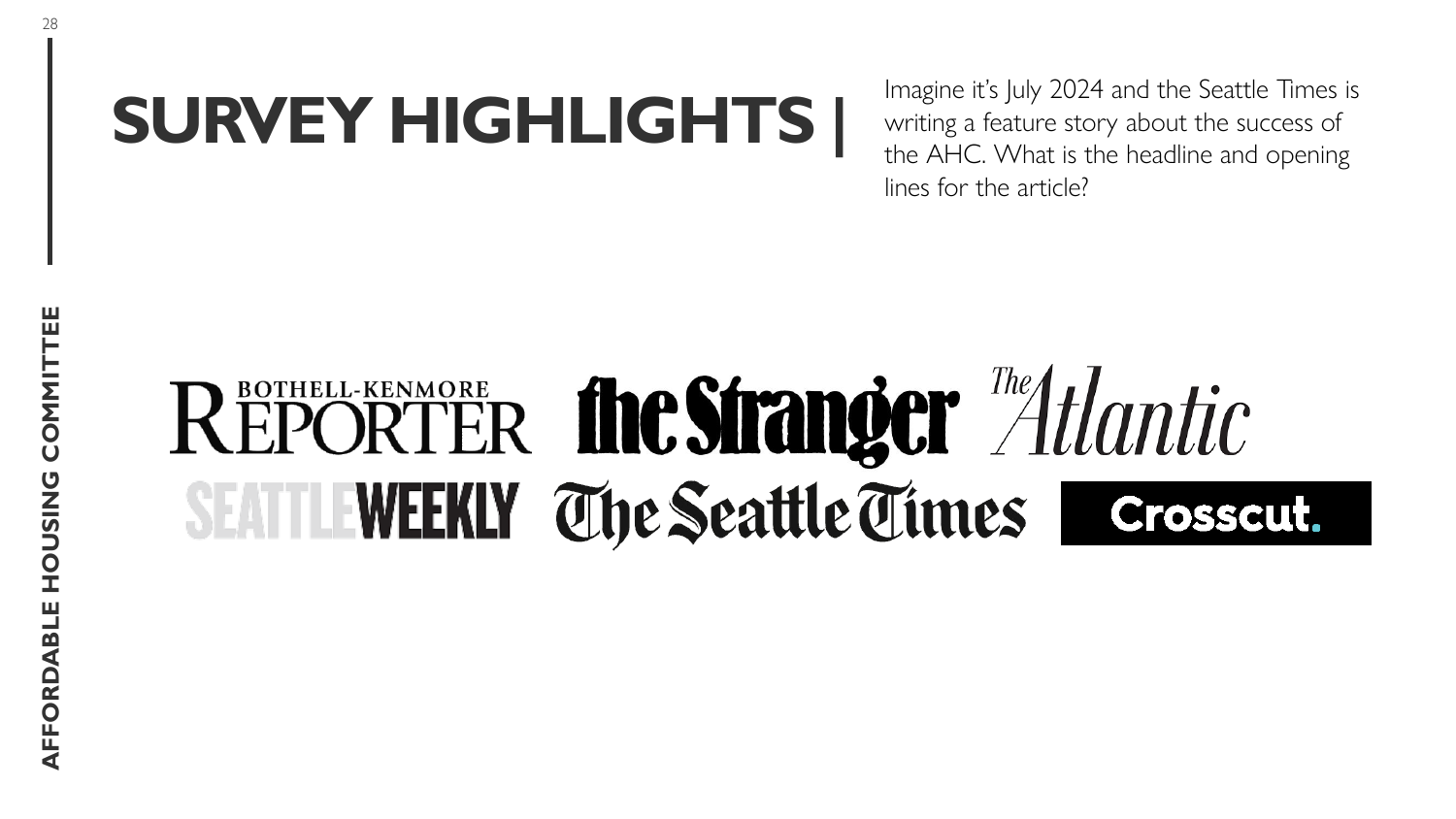# SURVEY HIGHLIGHTS |

Imagine it's July 2024 and the Seattle Times is writing a feature story about the success of the AHC. What is the headline and opening lines for the article?

BOTHELL-KENMORE REPORTER
the Stranger
The Atlantic
SEATTLE WEEKLY
The Seattle Times
Crosscut.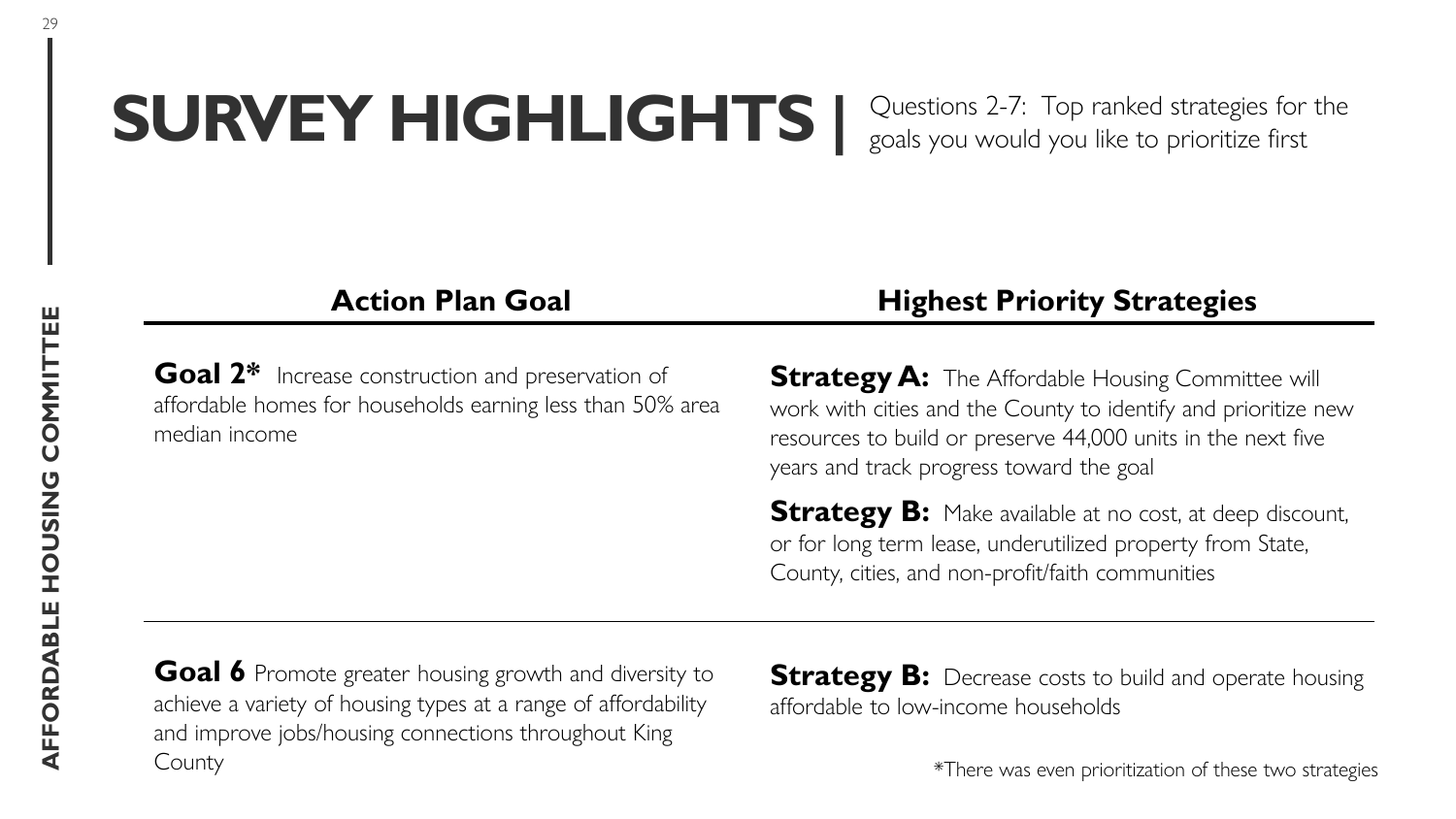# SURVEY HIGHLIGHTS | Questions 2-7: Top ranked strategies for the goals you would you like to prioritize first

| Action Plan Goal | Highest Priority Strategies |
| --- | --- |
| **Goal 2*** Increase construction and preservation of affordable homes for households earning less than 50% area median income | **Strategy A:** The Affordable Housing Committee will work with cities and the County to identify and prioritize new resources to build or preserve 44,000 units in the next five years and track progress toward the goal<br><br>**Strategy B:** Make available at no cost, at deep discount, or for long term lease, underutilized property from State, County, cities, and non-profit/faith communities |
| **Goal 6** Promote greater housing growth and diversity to achieve a variety of housing types at a range of affordability and improve jobs/housing connections throughout King County | **Strategy B:** Decrease costs to build and operate housing affordable to low-income households |

*There was even prioritization of these two strategies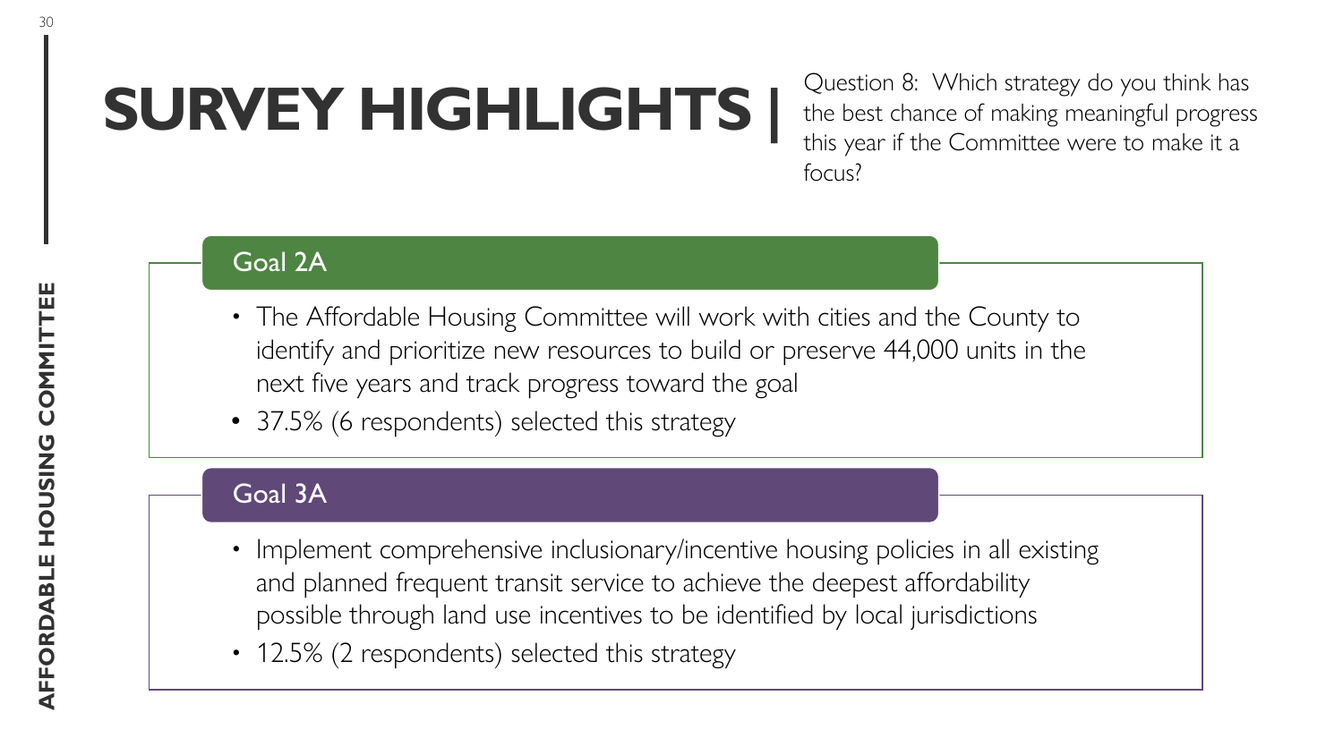# SURVEY HIGHLIGHTS | Question 8: Which strategy do you think has the best chance of making meaningful progress this year if the Committee were to make it a focus?

## Goal 2A

- The Affordable Housing Committee will work with cities and the County to identify and prioritize new resources to build or preserve 44,000 units in the next five years and track progress toward the goal
- 37.5% (6 respondents) selected this strategy

## Goal 3A

- Implement comprehensive inclusionary/incentive housing policies in all existing and planned frequent transit service to achieve the deepest affordability possible through land use incentives to be identified by local jurisdictions
- 12.5% (2 respondents) selected this strategy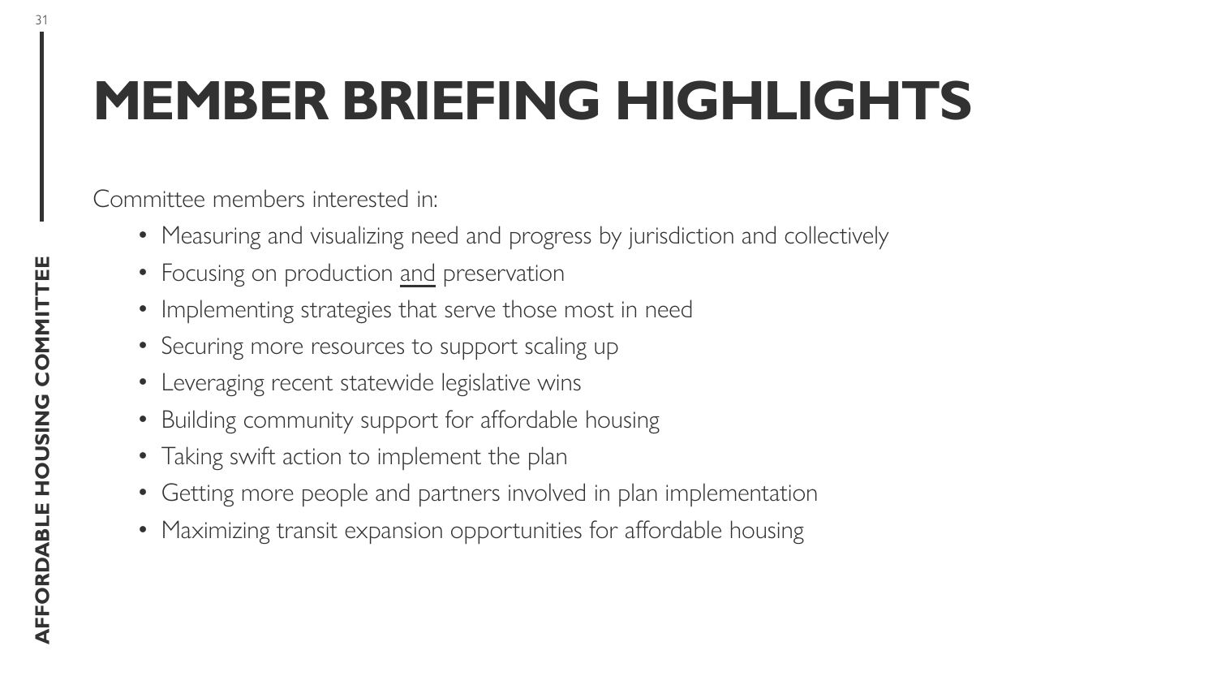# MEMBER BRIEFING HIGHLIGHTS

Committee members interested in:

- Measuring and visualizing need and progress by jurisdiction and collectively
- Focusing on production <u>and</u> preservation
- Implementing strategies that serve those most in need
- Securing more resources to support scaling up
- Leveraging recent statewide legislative wins
- Building community support for affordable housing
- Taking swift action to implement the plan
- Getting more people and partners involved in plan implementation
- Maximizing transit expansion opportunities for affordable housing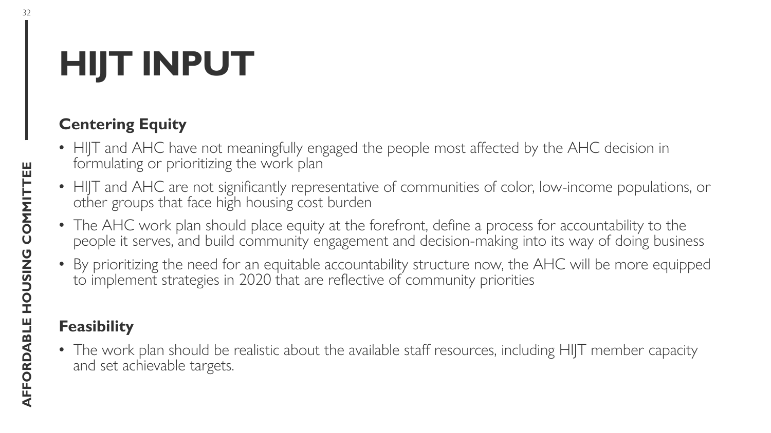# HIJT INPUT

## Centering Equity

- HIJT and AHC have not meaningfully engaged the people most affected by the AHC decision in formulating or prioritizing the work plan
- HIJT and AHC are not significantly representative of communities of color, low-income populations, or other groups that face high housing cost burden
- The AHC work plan should place equity at the forefront, define a process for accountability to the people it serves, and build community engagement and decision-making into its way of doing business
- By prioritizing the need for an equitable accountability structure now, the AHC will be more equipped to implement strategies in 2020 that are reflective of community priorities

## Feasibility

- The work plan should be realistic about the available staff resources, including HIJT member capacity and set achievable targets.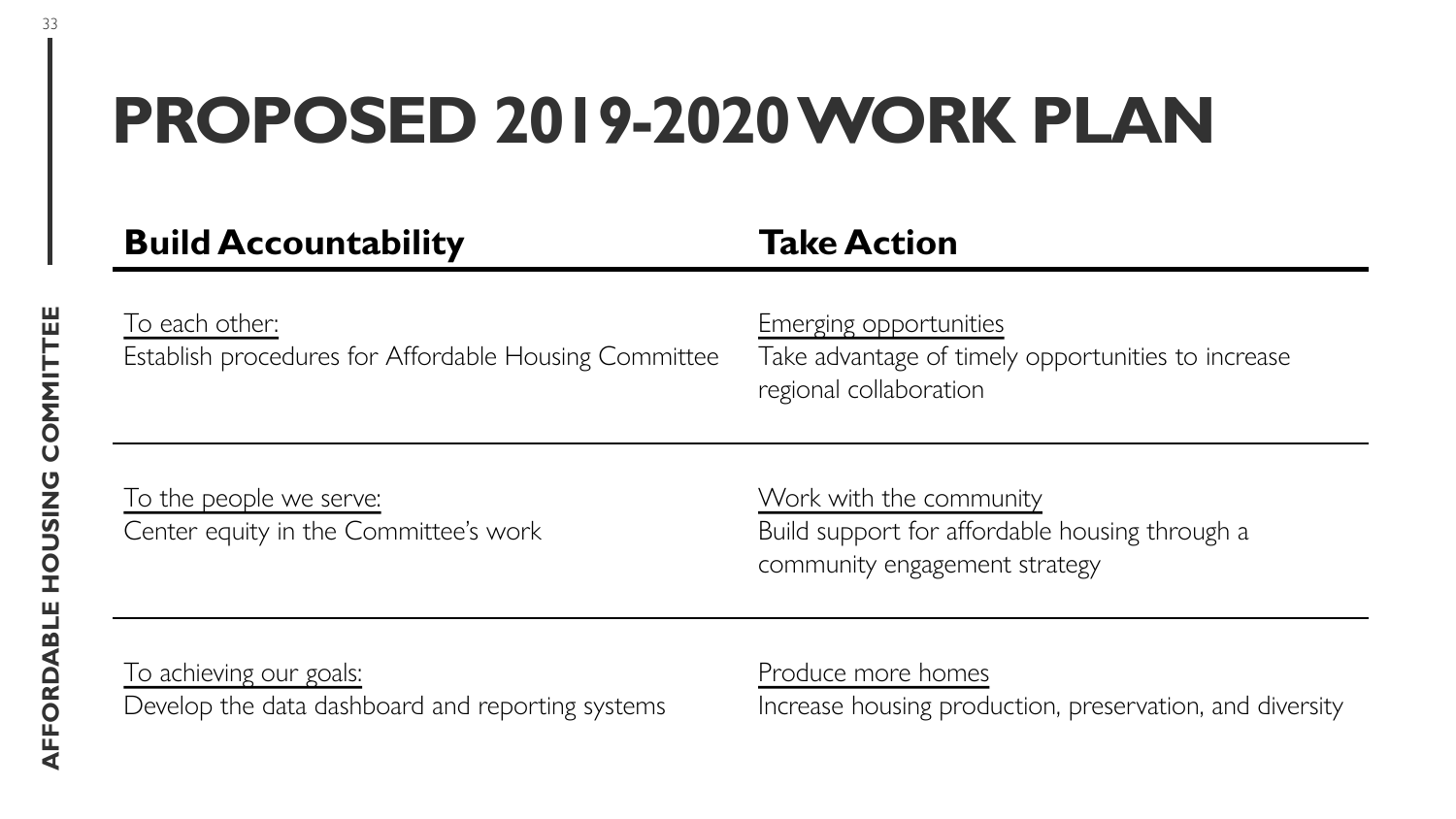# PROPOSED 2019-2020 WORK PLAN

| **Build Accountability** | **Take Action** |
|---|---|
| To each other:<br>Establish procedures for Affordable Housing Committee | Emerging opportunities<br>Take advantage of timely opportunities to increase regional collaboration |
| To the people we serve:<br>Center equity in the Committee's work | Work with the community<br>Build support for affordable housing through a community engagement strategy |
| To achieving our goals:<br>Develop the data dashboard and reporting systems | Produce more homes<br>Increase housing production, preservation, and diversity |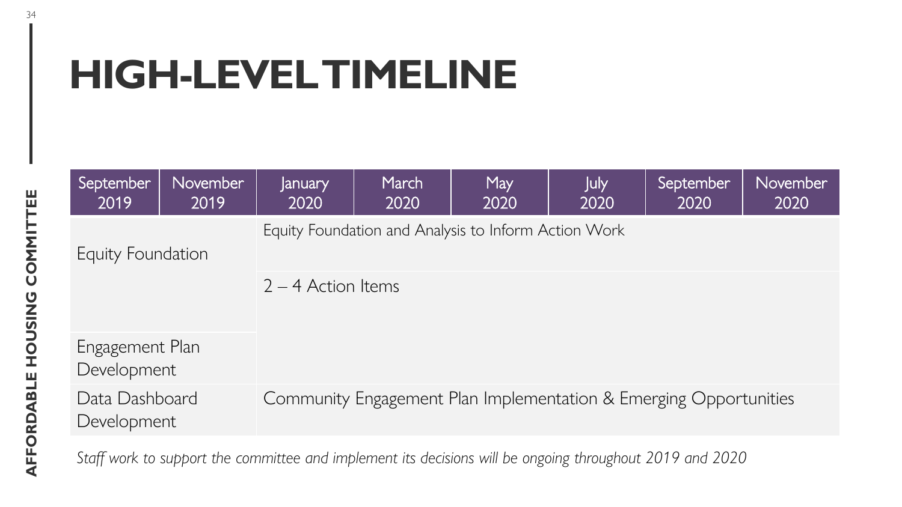# HIGH-LEVEL TIMELINE

| September 2019 | November 2019 | January 2020 | March 2020 | May 2020 | July 2020 | September 2020 | November 2020 |
|---|---|---|---|---|---|---|---|
| Equity Foundation | | Equity Foundation and Analysis to Inform Action Work | | | | | |
| | | 2 – 4 Action Items | | | | | |
| Engagement Plan Development | | | | | | | |
| Data Dashboard Development | | Community Engagement Plan Implementation & Emerging Opportunities | | | | | |

*Staff work to support the committee and implement its decisions will be ongoing throughout 2019 and 2020*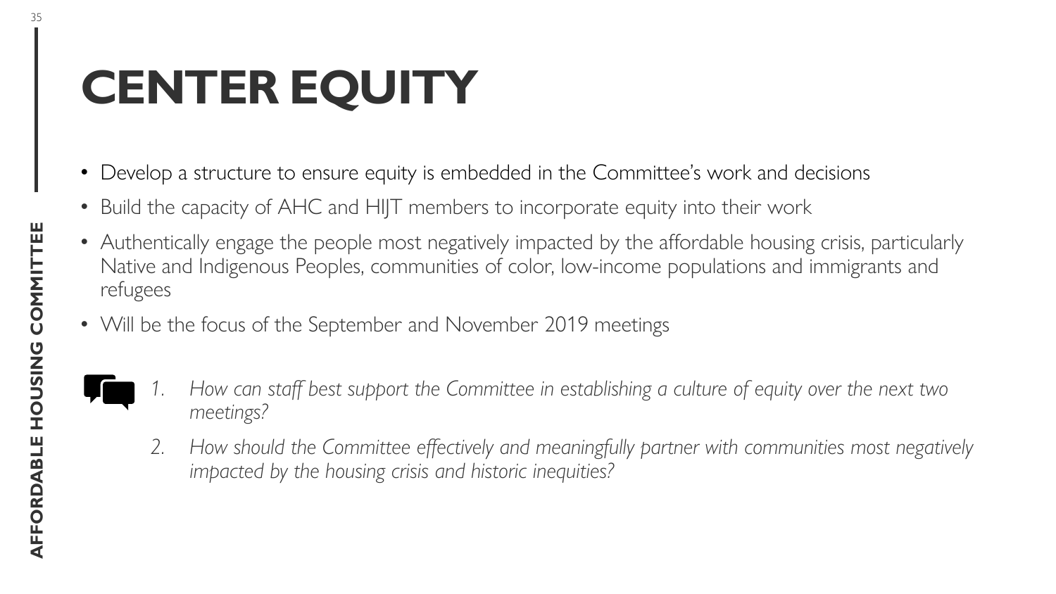# CENTER EQUITY

- Develop a structure to ensure equity is embedded in the Committee's work and decisions
- Build the capacity of AHC and HIJT members to incorporate equity into their work
- Authentically engage the people most negatively impacted by the affordable housing crisis, particularly Native and Indigenous Peoples, communities of color, low-income populations and immigrants and refugees
- Will be the focus of the September and November 2019 meetings

1. *How can staff best support the Committee in establishing a culture of equity over the next two meetings?*
2. *How should the Committee effectively and meaningfully partner with communities most negatively impacted by the housing crisis and historic inequities?*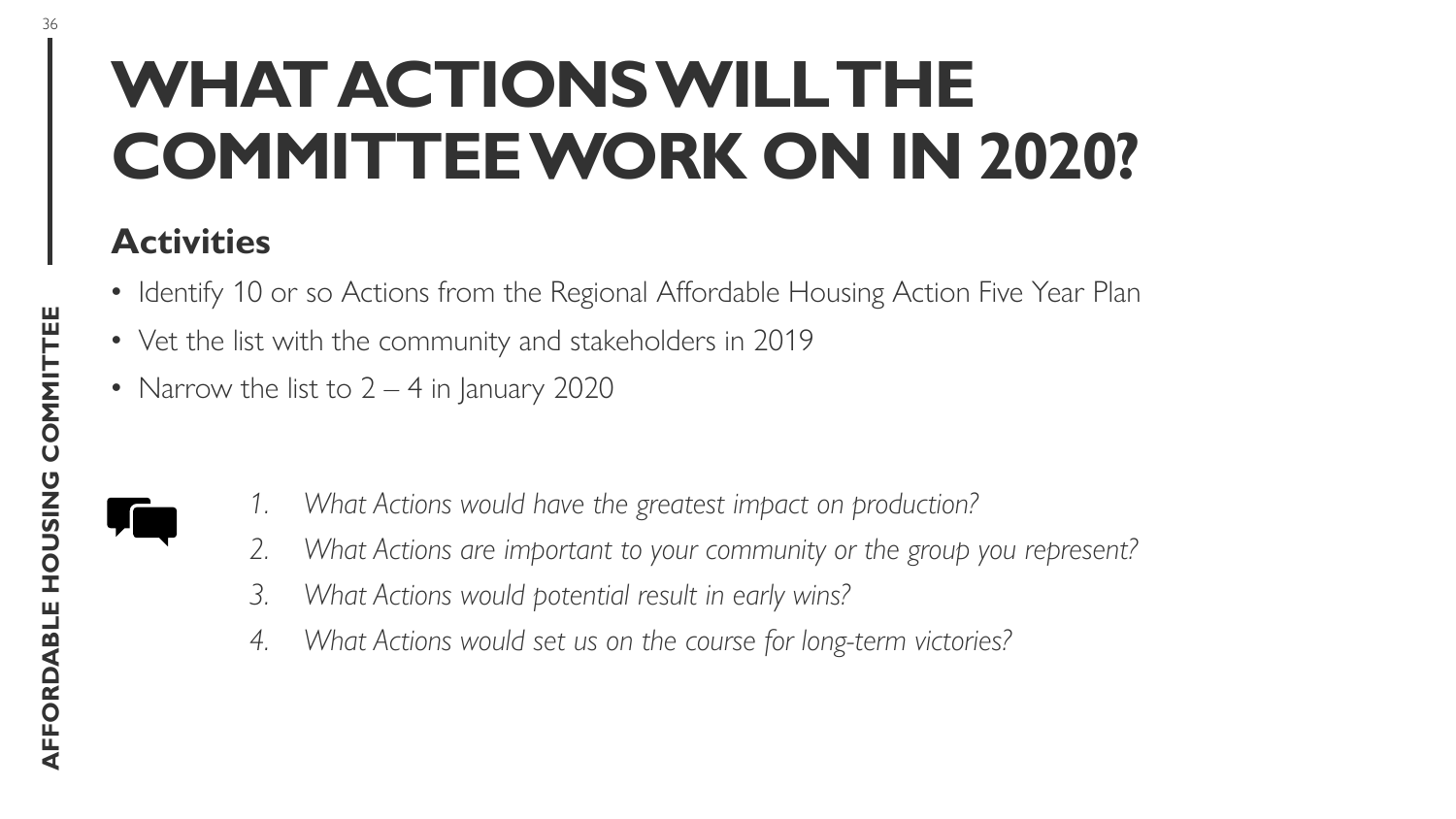# WHAT ACTIONS WILL THE COMMITTEE WORK ON IN 2020?

## Activities

- Identify 10 or so Actions from the Regional Affordable Housing Action Five Year Plan
- Vet the list with the community and stakeholders in 2019
- Narrow the list to 2 – 4 in January 2020

1. *What Actions would have the greatest impact on production?*
2. *What Actions are important to your community or the group you represent?*
3. *What Actions would potential result in early wins?*
4. *What Actions would set us on the course for long-term victories?*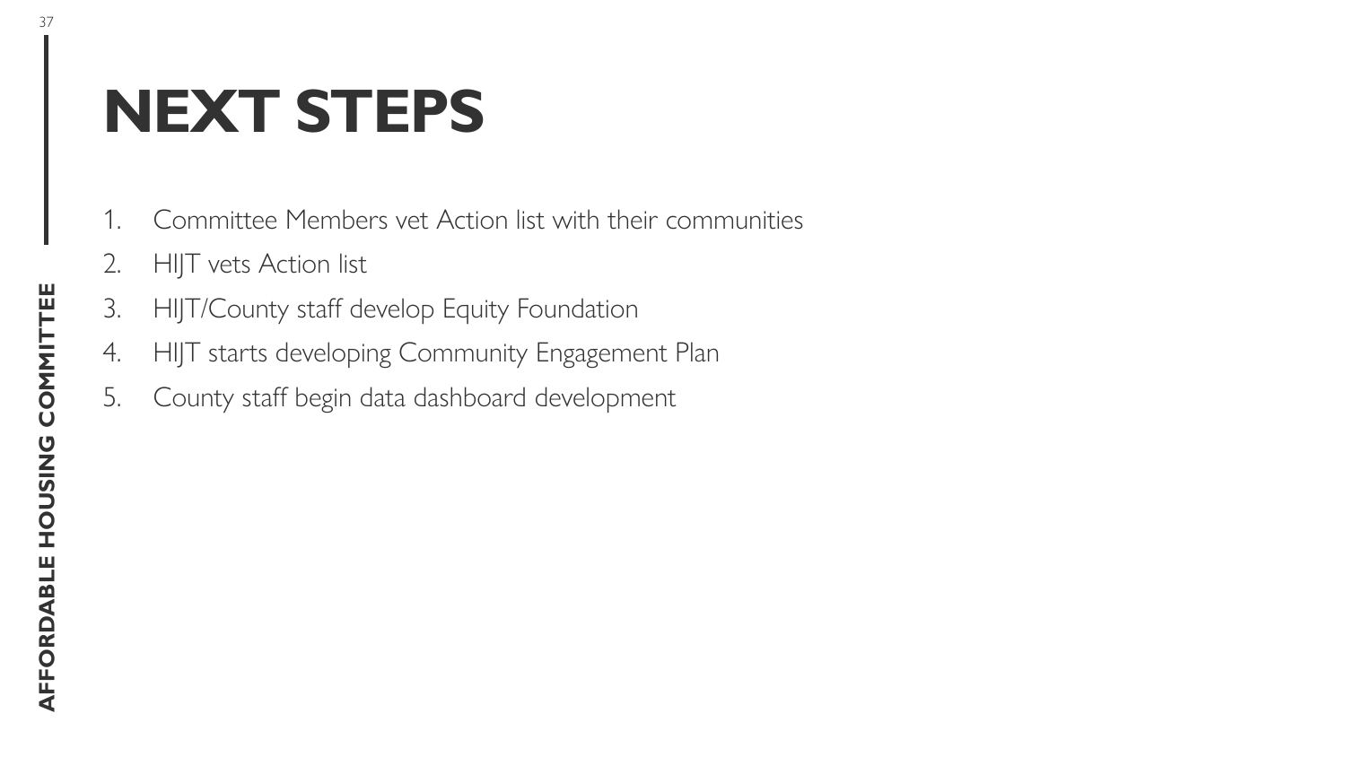# NEXT STEPS

1. Committee Members vet Action list with their communities
2. HIJT vets Action list
3. HIJT/County staff develop Equity Foundation
4. HIJT starts developing Community Engagement Plan
5. County staff begin data dashboard development